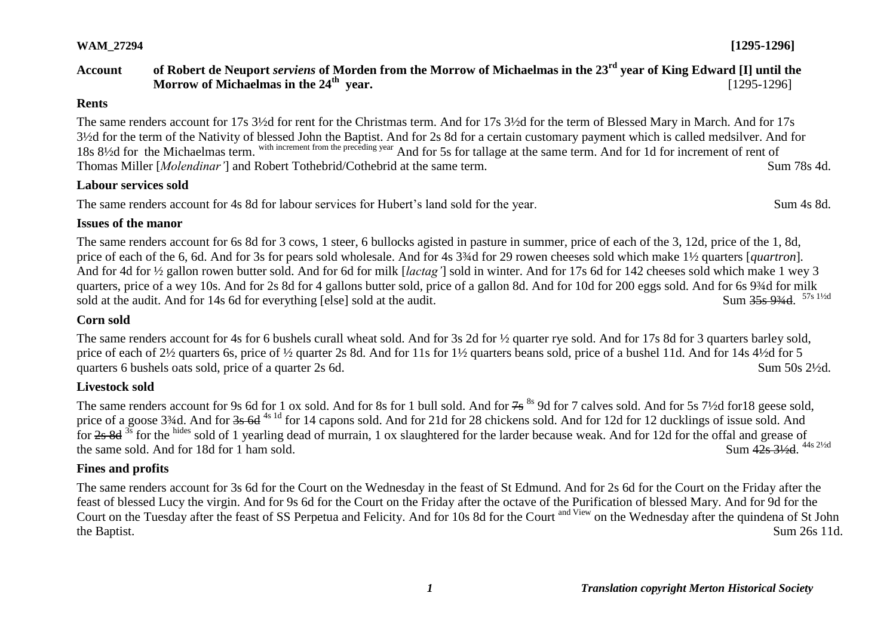**WAM_27294** **[1295-1296]**

# Account of Robert de Neuport *serviens* of Morden from the Morrow of Michaelmas in the 23[rd] year of King Edward [I] until the Morrow of Michaelmas in the 24[th] year. [1295-1296]

## Rents

The same renders account for 17s 3½d for rent for the Christmas term. And for 17s 3½d for the term of Blessed Mary in March. And for 17s 3½d for the term of the Nativity of blessed John the Baptist. And for 2s 8d for a certain customary payment which is called medsilver. And for 18s 8½d for the Michaelmas term. with increment from the preceding year And for 5s for tallage at the same term. And for 1d for increment of rent of Thomas Miller [*Molendinar'*] and Robert Tothebrid/Cothebrid at the same term. Sum 78s 4d.

## Labour services sold

The same renders account for 4s 8d for labour services for Hubert's land sold for the year. Sum 4s 8d.

## Issues of the manor

The same renders account for 6s 8d for 3 cows, 1 steer, 6 bullocks agisted in pasture in summer, price of each of the 3, 12d, price of the 1, 8d, price of each of the 6, 6d. And for 3s for pears sold wholesale. And for 4s 3¾d for 29 rowen cheeses sold which make 1½ quarters [*quartron*]. And for 4d for ½ gallon rowen butter sold. And for 6d for milk [*lactag'*] sold in winter. And for 17s 6d for 142 cheeses sold which make 1 wey 3 quarters, price of a wey 10s. And for 2s 8d for 4 gallons butter sold, price of a gallon 8d. And for 10d for 200 eggs sold. And for 6s 9¾d for milk sold at the audit. And for 14s 6d for everything [else] sold at the audit. Sum ~~35s 9¾d~~. 57s 1½d

## Corn sold

The same renders account for 4s for 6 bushels curall wheat sold. And for 3s 2d for ½ quarter rye sold. And for 17s 8d for 3 quarters barley sold, price of each of 2½ quarters 6s, price of ½ quarter 2s 8d. And for 11s for 1½ quarters beans sold, price of a bushel 11d. And for 14s 4½d for 5 quarters 6 bushels oats sold, price of a quarter 2s 6d. Sum 50s 2½d.

## Livestock sold

The same renders account for 9s 6d for 1 ox sold. And for 8s for 1 bull sold. And for ~~7s~~ 8s 9d for 7 calves sold. And for 5s 7½d for18 geese sold, price of a goose 3¾d. And for ~~3s 6d~~ 4s 1d for 14 capons sold. And for 21d for 28 chickens sold. And for 12d for 12 ducklings of issue sold. And for ~~2s 8d~~ 3s for the hides sold of 1 yearling dead of murrain, 1 ox slaughtered for the larder because weak. And for 12d for the offal and grease of the same sold. And for 18d for 1 ham sold. Sum ~~42s 3½d~~. 44s 2½d

## Fines and profits

The same renders account for 3s 6d for the Court on the Wednesday in the feast of St Edmund. And for 2s 6d for the Court on the Friday after the feast of blessed Lucy the virgin. And for 9s 6d for the Court on the Friday after the octave of the Purification of blessed Mary. And for 9d for the Court on the Tuesday after the feast of SS Perpetua and Felicity. And for 10s 8d for the Court and View on the Wednesday after the quindena of St John the Baptist. Sum 26s 11d.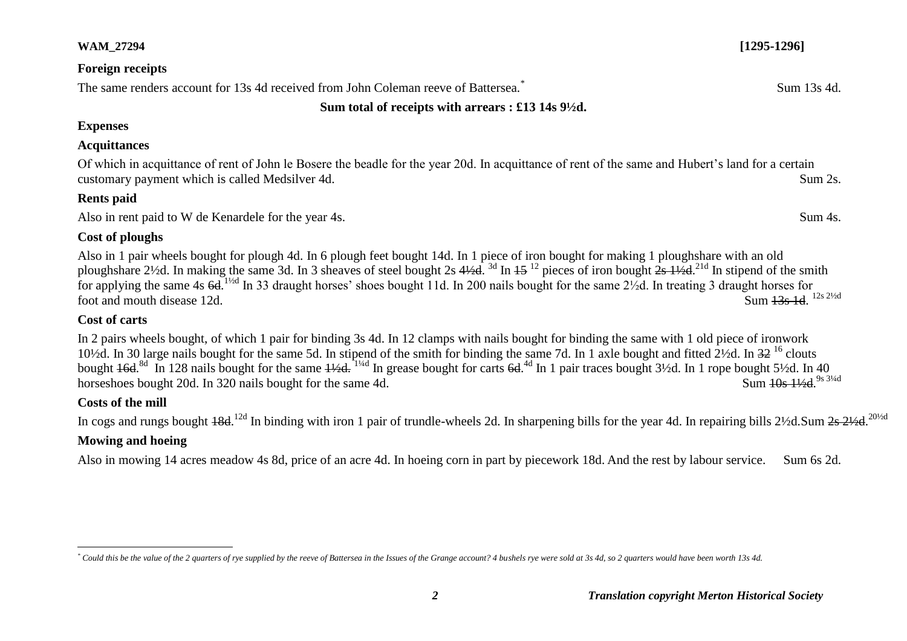**WAM_27294** **[1295-1296]**

**Foreign receipts**

The same renders account for 13s 4d received from John Coleman reeve of Battersea.* Sum 13s 4d.

**Sum total of receipts with arrears : £13 14s 9½d.**

**Expenses**

**Acquittances**

Of which in acquittance of rent of John le Bosere the beadle for the year 20d. In acquittance of rent of the same and Hubert's land for a certain customary payment which is called Medsilver 4d. Sum 2s.

**Rents paid**

Also in rent paid to W de Kenardele for the year 4s. Sum 4s.

**Cost of ploughs**

Also in 1 pair wheels bought for plough 4d. In 6 plough feet bought 14d. In 1 piece of iron bought for making 1 ploughshare with an old ploughshare 2½d. In making the same 3d. In 3 sheaves of steel bought 2s ~~4½d~~. [3d] In ~~15~~ [12] pieces of iron bought ~~2s 1½d~~.[21d] In stipend of the smith for applying the same 4s ~~6d~~.[1½d] In 33 draught horses' shoes bought 11d. In 200 nails bought for the same 2½d. In treating 3 draught horses for foot and mouth disease 12d. Sum ~~13s 1d~~. [12s 2½d]

**Cost of carts**

In 2 pairs wheels bought, of which 1 pair for binding 3s 4d. In 12 clamps with nails bought for binding the same with 1 old piece of ironwork 10½d. In 30 large nails bought for the same 5d. In stipend of the smith for binding the same 7d. In 1 axle bought and fitted 2½d. In ~~32~~ [16] clouts bought ~~16d~~.[8d] In 128 nails bought for the same ~~1½d.~~ [1¼d] In grease bought for carts ~~6d~~.[4d] In 1 pair traces bought 3½d. In 1 rope bought 5½d. In 40 horseshoes bought 20d. In 320 nails bought for the same 4d. Sum ~~10s 1½d~~.[9s 3¼d]

**Costs of the mill**

In cogs and rungs bought ~~18d~~.[12d] In binding with iron 1 pair of trundle-wheels 2d. In sharpening bills for the year 4d. In repairing bills 2½d.Sum ~~2s 2½d~~.[20½d]

**Mowing and hoeing**

Also in mowing 14 acres meadow 4s 8d, price of an acre 4d. In hoeing corn in part by piecework 18d. And the rest by labour service. Sum 6s 2d.

---

* *Could this be the value of the 2 quarters of rye supplied by the reeve of Battersea in the Issues of the Grange account? 4 bushels rye were sold at 3s 4d, so 2 quarters would have been worth 13s 4d.*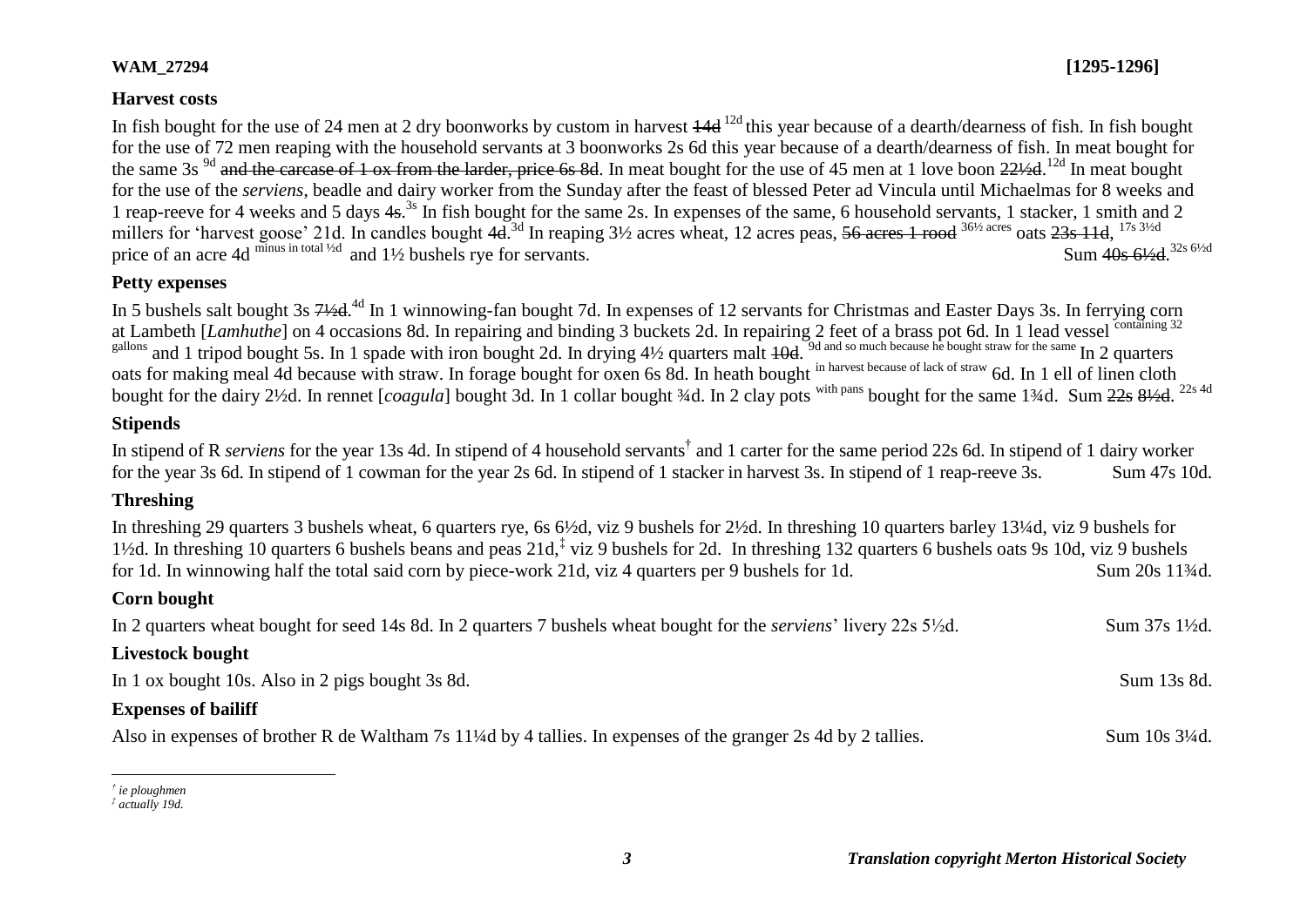**WAM_27294** **[1295-1296]**

### Harvest costs

In fish bought for the use of 24 men at 2 dry boonworks by custom in harvest ~~14d~~ 12d this year because of a dearth/dearness of fish. In fish bought for the use of 72 men reaping with the household servants at 3 boonworks 2s 6d this year because of a dearth/dearness of fish. In meat bought for the same 3s 9d ~~and the carcase of 1 ox from the larder, price 6s 8d~~. In meat bought for the use of 45 men at 1 love boon ~~22½d~~. 12d In meat bought for the use of the *serviens*, beadle and dairy worker from the Sunday after the feast of blessed Peter ad Vincula until Michaelmas for 8 weeks and 1 reap-reeve for 4 weeks and 5 days ~~4s~~. 3s In fish bought for the same 2s. In expenses of the same, 6 household servants, 1 stacker, 1 smith and 2 millers for 'harvest goose' 21d. In candles bought ~~4d~~. 3d In reaping 3½ acres wheat, 12 acres peas, ~~56 acres 1 rood~~ 36½ acres oats ~~23s 11d~~, 17s 3½d price of an acre 4d minus in total ½d and 1½ bushels rye for servants. Sum ~~40s 6½d~~. 32s 6½d

### Petty expenses

In 5 bushels salt bought 3s ~~7½d~~. 4d In 1 winnowing-fan bought 7d. In expenses of 12 servants for Christmas and Easter Days 3s. In ferrying corn at Lambeth [*Lamhuthe*] on 4 occasions 8d. In repairing and binding 3 buckets 2d. In repairing 2 feet of a brass pot 6d. In 1 lead vessel containing 32 gallons and 1 tripod bought 5s. In 1 spade with iron bought 2d. In drying 4½ quarters malt ~~10d~~. 9d and so much because he bought straw for the same In 2 quarters oats for making meal 4d because with straw. In forage bought for oxen 6s 8d. In heath bought in harvest because of lack of straw 6d. In 1 ell of linen cloth bought for the dairy 2½d. In rennet [*coagula*] bought 3d. In 1 collar bought ¾d. In 2 clay pots with pans bought for the same 1¾d. Sum ~~22s 8½d~~. 22s 4d

### Stipends

In stipend of R *serviens* for the year 13s 4d. In stipend of 4 household servants[†] and 1 carter for the same period 22s 6d. In stipend of 1 dairy worker for the year 3s 6d. In stipend of 1 cowman for the year 2s 6d. In stipend of 1 stacker in harvest 3s. In stipend of 1 reap-reeve 3s. Sum 47s 10d.

### Threshing

In threshing 29 quarters 3 bushels wheat, 6 quarters rye, 6s 6½d, viz 9 bushels for 2½d. In threshing 10 quarters barley 13¼d, viz 9 bushels for 1½d. In threshing 10 quarters 6 bushels beans and peas 21d,[‡] viz 9 bushels for 2d. In threshing 132 quarters 6 bushels oats 9s 10d, viz 9 bushels for 1d. In winnowing half the total said corn by piece-work 21d, viz 4 quarters per 9 bushels for 1d. Sum 20s 11¾d.

### Corn bought

In 2 quarters wheat bought for seed 14s 8d. In 2 quarters 7 bushels wheat bought for the *serviens*' livery 22s 5½d. Sum 37s 1½d.

### Livestock bought

In 1 ox bought 10s. Also in 2 pigs bought 3s 8d. Sum 13s 8d.

### Expenses of bailiff

Also in expenses of brother R de Waltham 7s 11¼d by 4 tallies. In expenses of the granger 2s 4d by 2 tallies. Sum 10s 3¼d.

---

[†] *ie ploughmen*
[‡] *actually 19d.*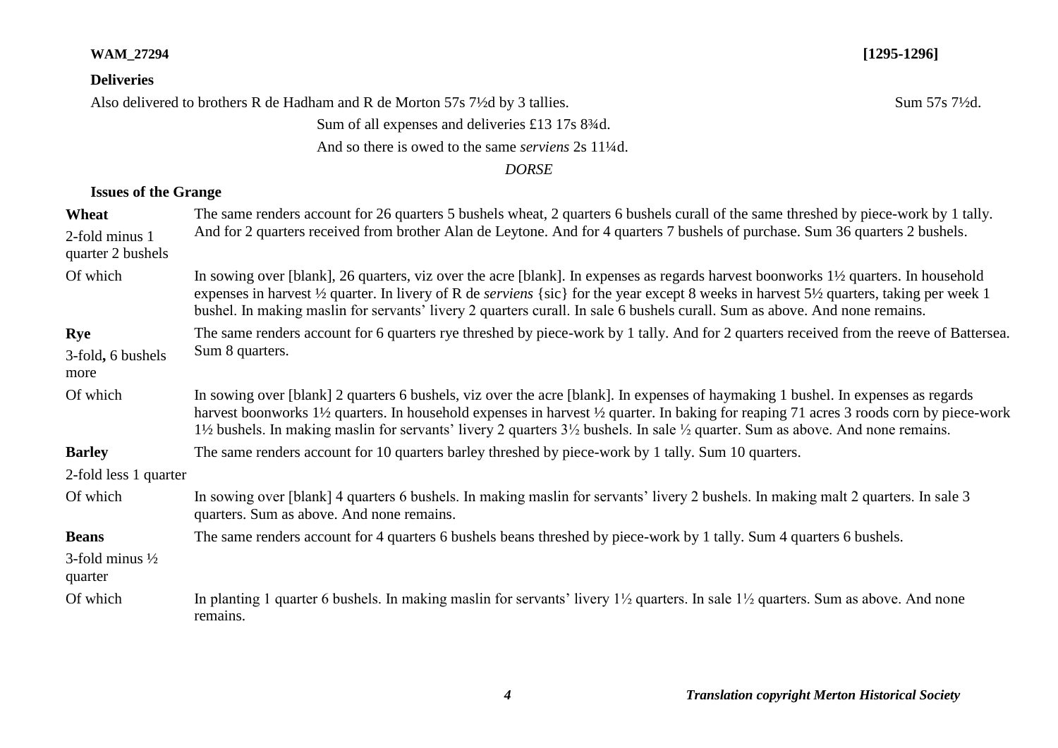**WAM_27294** **[1295-1296]**

**Deliveries**

Also delivered to brothers R de Hadham and R de Morton 57s 7½d by 3 tallies. Sum 57s 7½d.

Sum of all expenses and deliveries £13 17s 8¾d.

And so there is owed to the same *serviens* 2s 11¼d.

*DORSE*

**Issues of the Grange**

| | |
|---|---|
| **Wheat**<br>2-fold minus 1 quarter 2 bushels | The same renders account for 26 quarters 5 bushels wheat, 2 quarters 6 bushels curall of the same threshed by piece-work by 1 tally. And for 2 quarters received from brother Alan de Leytone. And for 4 quarters 7 bushels of purchase. Sum 36 quarters 2 bushels. |
| Of which | In sowing over [blank], 26 quarters, viz over the acre [blank]. In expenses as regards harvest boonworks 1½ quarters. In household expenses in harvest ½ quarter. In livery of R de *serviens* {sic} for the year except 8 weeks in harvest 5½ quarters, taking per week 1 bushel. In making maslin for servants' livery 2 quarters curall. In sale 6 bushels curall. Sum as above. And none remains. |
| **Rye**<br>3-fold**,** 6 bushels more | The same renders account for 6 quarters rye threshed by piece-work by 1 tally. And for 2 quarters received from the reeve of Battersea. Sum 8 quarters. |
| Of which | In sowing over [blank] 2 quarters 6 bushels, viz over the acre [blank]. In expenses of haymaking 1 bushel. In expenses as regards harvest boonworks 1½ quarters. In household expenses in harvest ½ quarter. In baking for reaping 71 acres 3 roods corn by piece-work 1½ bushels. In making maslin for servants' livery 2 quarters 3½ bushels. In sale ½ quarter. Sum as above. And none remains. |
| **Barley**<br>2-fold less 1 quarter | The same renders account for 10 quarters barley threshed by piece-work by 1 tally. Sum 10 quarters. |
| Of which | In sowing over [blank] 4 quarters 6 bushels. In making maslin for servants' livery 2 bushels. In making malt 2 quarters. In sale 3 quarters. Sum as above. And none remains. |
| **Beans**<br>3-fold minus ½ quarter | The same renders account for 4 quarters 6 bushels beans threshed by piece-work by 1 tally. Sum 4 quarters 6 bushels. |
| Of which | In planting 1 quarter 6 bushels. In making maslin for servants' livery 1½ quarters. In sale 1½ quarters. Sum as above. And none remains. |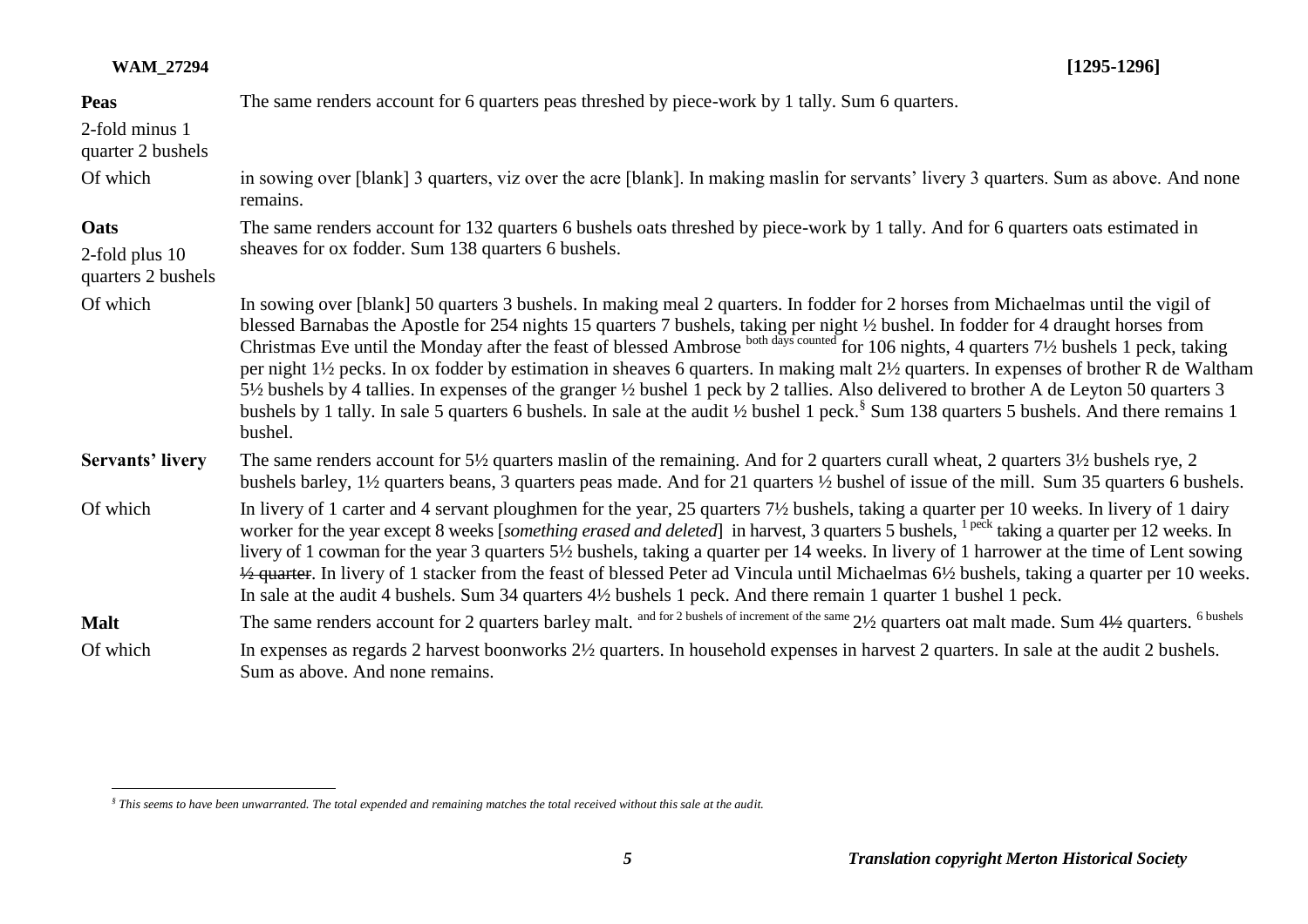| | |
|---|---|
| **Peas**<br>2-fold minus 1 quarter 2 bushels | The same renders account for 6 quarters peas threshed by piece-work by 1 tally. Sum 6 quarters. |
| Of which | in sowing over [blank] 3 quarters, viz over the acre [blank]. In making maslin for servants' livery 3 quarters. Sum as above. And none remains. |
| **Oats**<br>2-fold plus 10 quarters 2 bushels | The same renders account for 132 quarters 6 bushels oats threshed by piece-work by 1 tally. And for 6 quarters oats estimated in sheaves for ox fodder. Sum 138 quarters 6 bushels. |
| Of which | In sowing over [blank] 50 quarters 3 bushels. In making meal 2 quarters. In fodder for 2 horses from Michaelmas until the vigil of blessed Barnabas the Apostle for 254 nights 15 quarters 7 bushels, taking per night ½ bushel. In fodder for 4 draught horses from Christmas Eve until the Monday after the feast of blessed Ambrose [both days counted] for 106 nights, 4 quarters 7½ bushels 1 peck, taking per night 1½ pecks. In ox fodder by estimation in sheaves 6 quarters. In making malt 2½ quarters. In expenses of brother R de Waltham 5½ bushels by 4 tallies. In expenses of the granger ½ bushel 1 peck by 2 tallies. Also delivered to brother A de Leyton 50 quarters 3 bushels by 1 tally. In sale 5 quarters 6 bushels. In sale at the audit ½ bushel 1 peck.[§] Sum 138 quarters 5 bushels. And there remains 1 bushel. |
| **Servants' livery** | The same renders account for 5½ quarters maslin of the remaining. And for 2 quarters curall wheat, 2 quarters 3½ bushels rye, 2 bushels barley, 1½ quarters beans, 3 quarters peas made. And for 21 quarters ½ bushel of issue of the mill. Sum 35 quarters 6 bushels. |
| Of which | In livery of 1 carter and 4 servant ploughmen for the year, 25 quarters 7½ bushels, taking a quarter per 10 weeks. In livery of 1 dairy worker for the year except 8 weeks [*something erased and deleted*] in harvest, 3 quarters 5 bushels, [1 peck] taking a quarter per 12 weeks. In livery of 1 cowman for the year 3 quarters 5½ bushels, taking a quarter per 14 weeks. In livery of 1 harrower at the time of Lent sowing ~~½ quarter~~. In livery of 1 stacker from the feast of blessed Peter ad Vincula until Michaelmas 6½ bushels, taking a quarter per 10 weeks. In sale at the audit 4 bushels. Sum 34 quarters 4½ bushels 1 peck. And there remain 1 quarter 1 bushel 1 peck. |
| **Malt** | The same renders account for 2 quarters barley malt. [and for 2 bushels of increment of the same] 2½ quarters oat malt made. Sum 4~~½~~ quarters. [6 bushels] |
| Of which | In expenses as regards 2 harvest boonworks 2½ quarters. In household expenses in harvest 2 quarters. In sale at the audit 2 bushels. Sum as above. And none remains. |

[§] *This seems to have been unwarranted. The total expended and remaining matches the total received without this sale at the audit.*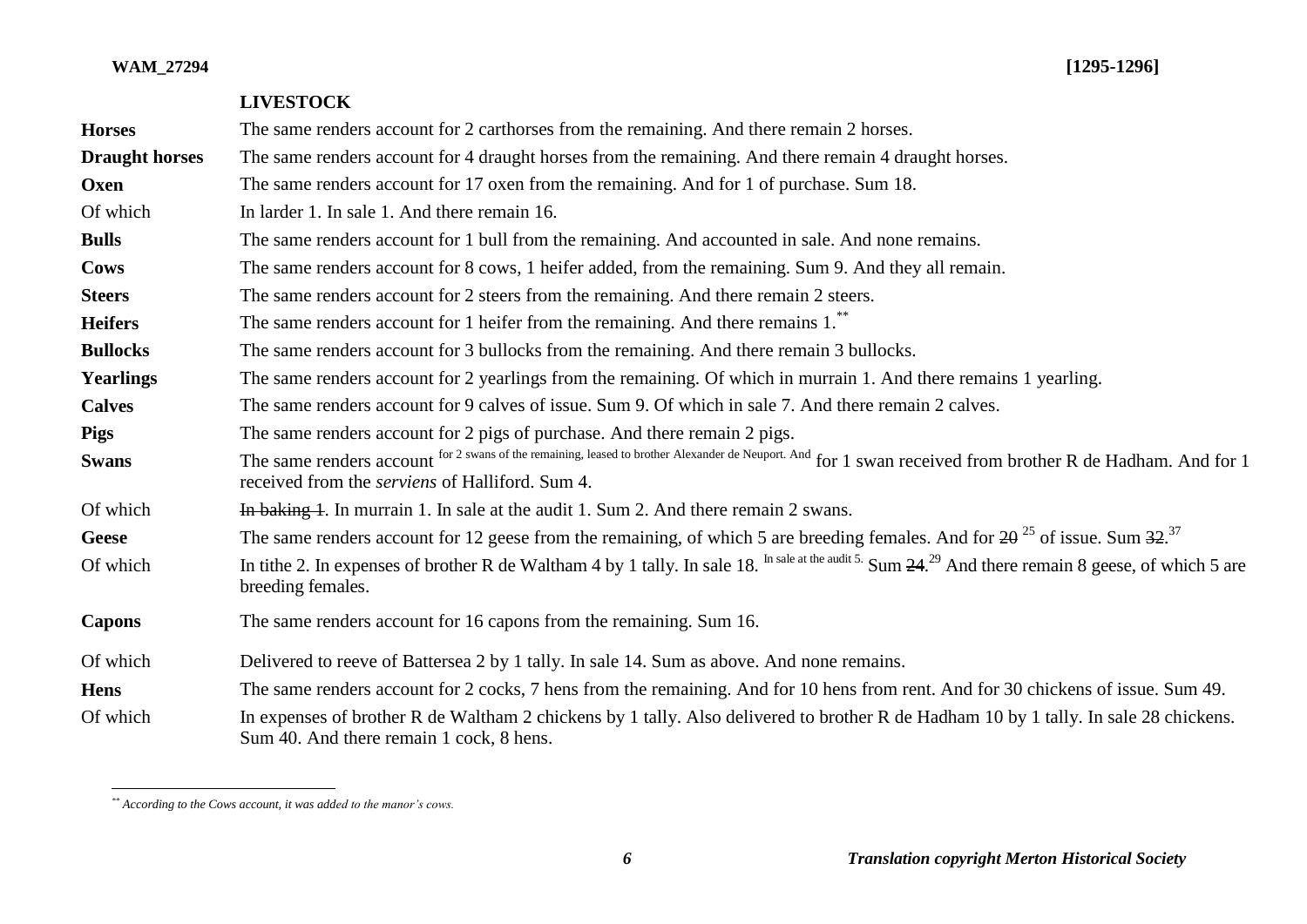## LIVESTOCK

| | |
|---|---|
| **Horses** | The same renders account for 2 carthorses from the remaining. And there remain 2 horses. |
| **Draught horses** | The same renders account for 4 draught horses from the remaining. And there remain 4 draught horses. |
| **Oxen** | The same renders account for 17 oxen from the remaining. And for 1 of purchase. Sum 18. |
| Of which | In larder 1. In sale 1. And there remain 16. |
| **Bulls** | The same renders account for 1 bull from the remaining. And accounted in sale. And none remains. |
| **Cows** | The same renders account for 8 cows, 1 heifer added, from the remaining. Sum 9. And they all remain. |
| **Steers** | The same renders account for 2 steers from the remaining. And there remain 2 steers. |
| **Heifers** | The same renders account for 1 heifer from the remaining. And there remains 1.[**] |
| **Bullocks** | The same renders account for 3 bullocks from the remaining. And there remain 3 bullocks. |
| **Yearlings** | The same renders account for 2 yearlings from the remaining. Of which in murrain 1. And there remains 1 yearling. |
| **Calves** | The same renders account for 9 calves of issue. Sum 9. Of which in sale 7. And there remain 2 calves. |
| **Pigs** | The same renders account for 2 pigs of purchase. And there remain 2 pigs. |
| **Swans** | The same renders account for 2 swans of the remaining, leased to brother Alexander de Neuport. And for 1 swan received from brother R de Hadham. And for 1 received from the *serviens* of Halliford. Sum 4. |
| Of which | ~~In baking 1~~. In murrain 1. In sale at the audit 1. Sum 2. And there remain 2 swans. |
| **Geese** | The same renders account for 12 geese from the remaining, of which 5 are breeding females. And for ~~20~~ 25 of issue. Sum ~~32~~ 37. |
| Of which | In tithe 2. In expenses of brother R de Waltham 4 by 1 tally. In sale 18. In sale at the audit 5. Sum ~~24~~ 29. And there remain 8 geese, of which 5 are breeding females. |
| **Capons** | The same renders account for 16 capons from the remaining. Sum 16. |
| Of which | Delivered to reeve of Battersea 2 by 1 tally. In sale 14. Sum as above. And none remains. |
| **Hens** | The same renders account for 2 cocks, 7 hens from the remaining. And for 10 hens from rent. And for 30 chickens of issue. Sum 49. |
| Of which | In expenses of brother R de Waltham 2 chickens by 1 tally. Also delivered to brother R de Hadham 10 by 1 tally. In sale 28 chickens. Sum 40. And there remain 1 cock, 8 hens. |

---

[**] *According to the Cows account, it was added to the manor's cows.*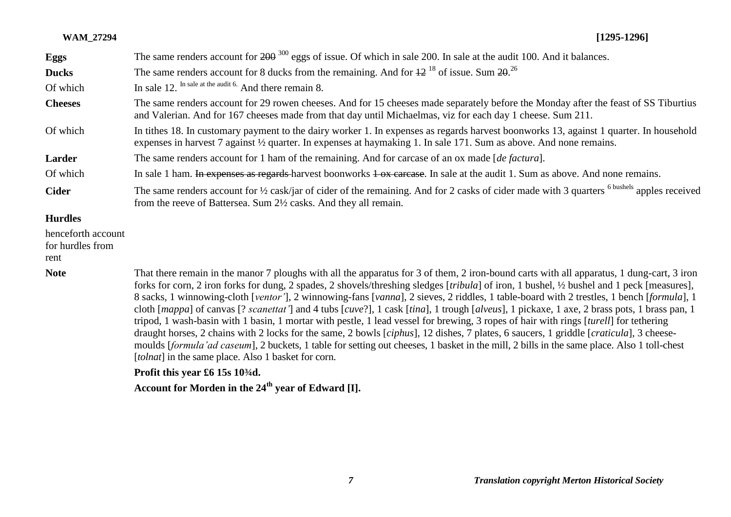| | |
|---|---|
| **Eggs** | The same renders account for ~~200~~ 300 eggs of issue. Of which in sale 200. In sale at the audit 100. And it balances. |
| **Ducks** | The same renders account for 8 ducks from the remaining. And for ~~12~~ 18 of issue. Sum ~~20~~.26 |
| Of which | In sale 12. In sale at the audit 6. And there remain 8. |
| **Cheeses** | The same renders account for 29 rowen cheeses. And for 15 cheeses made separately before the Monday after the feast of SS Tiburtius and Valerian. And for 167 cheeses made from that day until Michaelmas, viz for each day 1 cheese. Sum 211. |
| Of which | In tithes 18. In customary payment to the dairy worker 1. In expenses as regards harvest boonworks 13, against 1 quarter. In household expenses in harvest 7 against ½ quarter. In expenses at haymaking 1. In sale 171. Sum as above. And none remains. |
| **Larder** | The same renders account for 1 ham of the remaining. And for carcase of an ox made [*de factura*]. |
| Of which | In sale 1 ham. ~~In expenses as regards~~ harvest boonworks ~~1 ox carcase~~. In sale at the audit 1. Sum as above. And none remains. |
| **Cider** | The same renders account for ½ cask/jar of cider of the remaining. And for 2 casks of cider made with 3 quarters 6 bushels apples received from the reeve of Battersea. Sum 2½ casks. And they all remain. |
| **Hurdles** henceforth account for hurdles from rent | |
| **Note** | That there remain in the manor 7 ploughs with all the apparatus for 3 of them, 2 iron-bound carts with all apparatus, 1 dung-cart, 3 iron forks for corn, 2 iron forks for dung, 2 spades, 2 shovels/threshing sledges [*tribula*] of iron, 1 bushel, ½ bushel and 1 peck [measures], 8 sacks, 1 winnowing-cloth [*ventor'*], 2 winnowing-fans [*vanna*], 2 sieves, 2 riddles, 1 table-board with 2 trestles, 1 bench [*formula*], 1 cloth [*mappa*] of canvas [? *scanettat'*] and 4 tubs [*cuve*?], 1 cask [*tina*], 1 trough [*alveus*], 1 pickaxe, 1 axe, 2 brass pots, 1 brass pan, 1 tripod, 1 wash-basin with 1 basin, 1 mortar with pestle, 1 lead vessel for brewing, 3 ropes of hair with rings [*turell*] for tethering draught horses, 2 chains with 2 locks for the same, 2 bowls [*ciphus*], 12 dishes, 7 plates, 6 saucers, 1 griddle [*craticula*], 3 cheese-moulds [*formula'ad caseum*], 2 buckets, 1 table for setting out cheeses, 1 basket in the mill, 2 bills in the same place. Also 1 toll-chest [*tolnat*] in the same place. Also 1 basket for corn. |
| | **Profit this year £6 15s 10¾d.** |
| | **Account for Morden in the 24th year of Edward [I].** |

*Translation copyright Merton Historical Society*